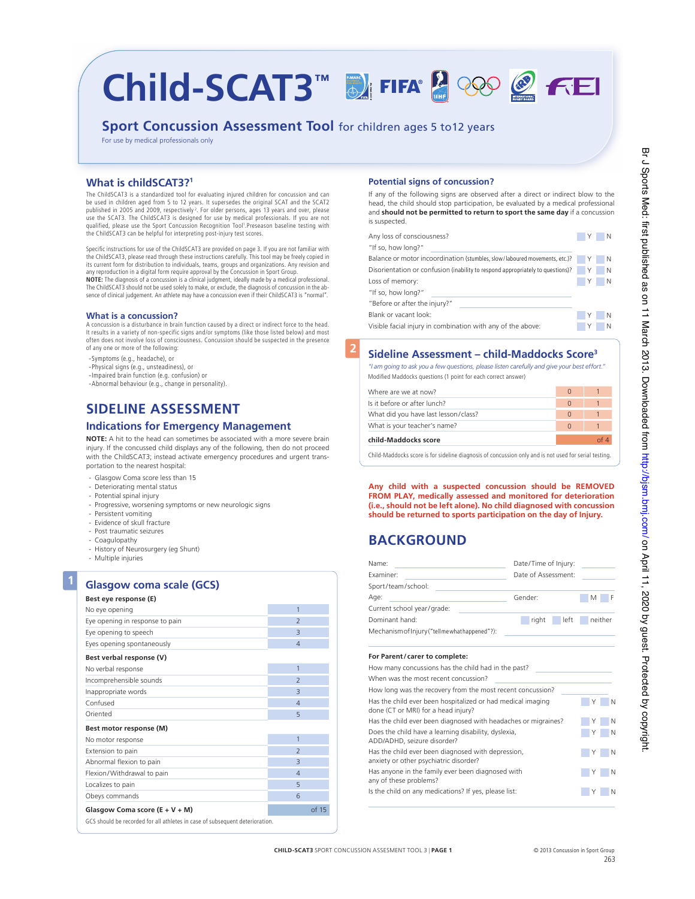# Child-SCAT3™

## Sport Concussion Assessment Tool for children ages 5 to12 years

For use by medical professionals only

### What is childSCAT3?[1]

The ChildSCAT3 is a standardized tool for evaluating injured children for concussion and can be used in children aged from 5 to 12 years. It supersedes the original SCAT and the SCAT2 published in 2005 and 2009, respectively[2]. For older persons, ages 13 years and over, please use the SCAT3. The ChildSCAT3 is designed for use by medical professionals. If you are not qualified, please use the Sport Concussion Recognition Tool[1].Preseason baseline testing with the ChildSCAT3 can be helpful for interpreting post-injury test scores.

Specific instructions for use of the ChildSCAT3 are provided on page 3. If you are not familiar with the ChildSCAT3, please read through these instructions carefully. This tool may be freely copied in its current form for distribution to individuals, teams, groups and organizations. Any revision and any reproduction in a digital form require approval by the Concussion in Sport Group.

**NOTE:** The diagnosis of a concussion is a clinical judgment, ideally made by a medical professional. The ChildSCAT3 should not be used solely to make, or exclude, the diagnosis of concussion in the absence of clinical judgement. An athlete may have a concussion even if their ChildSCAT3 is "normal".

### What is a concussion?

A concussion is a disturbance in brain function caused by a direct or indirect force to the head. It results in a variety of non-specific signs and/or symptoms (like those listed below) and most often does not involve loss of consciousness. Concussion should be suspected in the presence of any one or more of the following:

- Symptoms (e.g., headache), or
- Physical signs (e.g., unsteadiness), or
- Impaired brain function (e.g. confusion) or
- Abnormal behaviour (e.g., change in personality).

## SIDELINE ASSESSMENT

### Indications for Emergency Management

**NOTE:** A hit to the head can sometimes be associated with a more severe brain injury. If the concussed child displays any of the following, then do not proceed with the ChildSCAT3; instead activate emergency procedures and urgent transportation to the nearest hospital:

- Glasgow Coma score less than 15
- Deteriorating mental status
- Potential spinal injury
- Progressive, worsening symptoms or new neurologic signs
- Persistent vomiting
- Evidence of skull fracture
- Post traumatic seizures
- Coagulopathy
- History of Neurosurgery (eg Shunt)
- Multiple injuries

### 1 Glasgow coma scale (GCS)

| **Best eye response (E)** | |
|---|---|
| No eye opening | 1 |
| Eye opening in response to pain | 2 |
| Eye opening to speech | 3 |
| Eyes opening spontaneously | 4 |
| **Best verbal response (V)** | |
| No verbal response | 1 |
| Incomprehensible sounds | 2 |
| Inappropriate words | 3 |
| Confused | 4 |
| Oriented | 5 |
| **Best motor response (M)** | |
| No motor response | 1 |
| Extension to pain | 2 |
| Abnormal flexion to pain | 3 |
| Flexion/Withdrawal to pain | 4 |
| Localizes to pain | 5 |
| Obeys commands | 6 |
| **Glasgow Coma score (E + V + M)** | of 15 |

GCS should be recorded for all athletes in case of subsequent deterioration.

### Potential signs of concussion?

If any of the following signs are observed after a direct or indirect blow to the head, the child should stop participation, be evaluated by a medical professional and **should not be permitted to return to sport the same day** if a concussion is suspected.

| | | |
|---|---|---|
| Any loss of consciousness? | Y | N |
| "If so, how long?" | | |
| Balance or motor incoordination (stumbles, slow/laboured movements, etc.)? | Y | N |
| Disorientation or confusion (inability to respond appropriately to questions)? | Y | N |
| Loss of memory: | Y | N |
| "If so, how long?" | | |
| "Before or after the injury?" | | |
| Blank or vacant look: | Y | N |
| Visible facial injury in combination with any of the above: | Y | N |

### 2 Sideline Assessment – child-Maddocks Score[3]

*"I am going to ask you a few questions, please listen carefully and give your best effort."*

Modified Maddocks questions (1 point for each correct answer)

| | | |
|---|---|---|
| Where are we at now? | 0 | 1 |
| Is it before or after lunch? | 0 | 1 |
| What did you have last lesson/class? | 0 | 1 |
| What is your teacher's name? | 0 | 1 |
| **child-Maddocks score** | | of 4 |

Child-Maddocks score is for sideline diagnosis of concussion only and is not used for serial testing.

**Any child with a suspected concussion should be REMOVED FROM PLAY, medically assessed and monitored for deterioration (i.e., should not be left alone). No child diagnosed with concussion should be returned to sports participation on the day of Injury.**

## BACKGROUND

Name: ____________ Date/Time of Injury: ____________

Examiner: ____________ Date of Assessment: ____________

Sport/team/school: ____________

Age: ____________ Gender: M F

Current school year/grade: ____________

Dominant hand: right left neither

Mechanism of Injury ("tell me what happened"?): ____________

**For Parent/carer to complete:**

| | | |
|---|---|---|
| How many concussions has the child had in the past? | | |
| When was the most recent concussion? | | |
| How long was the recovery from the most recent concussion? | | |
| Has the child ever been hospitalized or had medical imaging done (CT or MRI) for a head injury? | Y | N |
| Has the child ever been diagnosed with headaches or migraines? | Y | N |
| Does the child have a learning disability, dyslexia, ADD/ADHD, seizure disorder? | Y | N |
| Has the child ever been diagnosed with depression, anxiety or other psychiatric disorder? | Y | N |
| Has anyone in the family ever been diagnosed with any of these problems? | Y | N |
| Is the child on any medications? If yes, please list: | Y | N |

© 2013 Concussion in Sport Group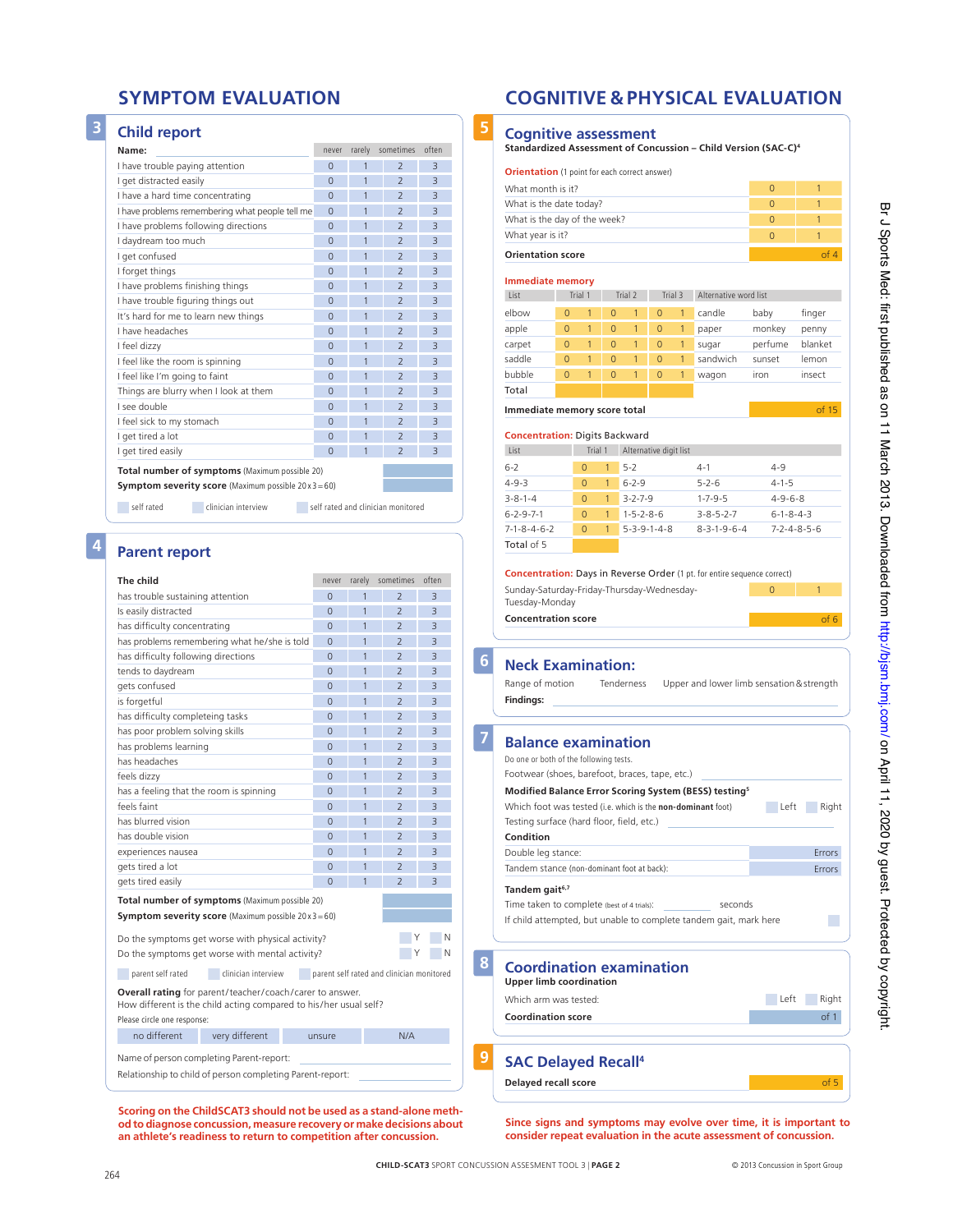# SYMPTOM EVALUATION

## 3 Child report

| Name: | never | rarely | sometimes | often |
|---|---|---|---|---|
| I have trouble paying attention | 0 | 1 | 2 | 3 |
| I get distracted easily | 0 | 1 | 2 | 3 |
| I have a hard time concentrating | 0 | 1 | 2 | 3 |
| I have problems remembering what people tell me | 0 | 1 | 2 | 3 |
| I have problems following directions | 0 | 1 | 2 | 3 |
| I daydream too much | 0 | 1 | 2 | 3 |
| I get confused | 0 | 1 | 2 | 3 |
| I forget things | 0 | 1 | 2 | 3 |
| I have problems finishing things | 0 | 1 | 2 | 3 |
| I have trouble figuring things out | 0 | 1 | 2 | 3 |
| It's hard for me to learn new things | 0 | 1 | 2 | 3 |
| I have headaches | 0 | 1 | 2 | 3 |
| I feel dizzy | 0 | 1 | 2 | 3 |
| I feel like the room is spinning | 0 | 1 | 2 | 3 |
| I feel like I'm going to faint | 0 | 1 | 2 | 3 |
| Things are blurry when I look at them | 0 | 1 | 2 | 3 |
| I see double | 0 | 1 | 2 | 3 |
| I feel sick to my stomach | 0 | 1 | 2 | 3 |
| I get tired a lot | 0 | 1 | 2 | 3 |
| I get tired easily | 0 | 1 | 2 | 3 |

**Total number of symptoms** (Maximum possible 20)

**Symptom severity score** (Maximum possible 20 x 3 = 60)

☐ self rated ☐ clinician interview ☐ self rated and clinician monitored

## 4 Parent report

| The child | never | rarely | sometimes | often |
|---|---|---|---|---|
| has trouble sustaining attention | 0 | 1 | 2 | 3 |
| Is easily distracted | 0 | 1 | 2 | 3 |
| has difficulty concentrating | 0 | 1 | 2 | 3 |
| has problems remembering what he/she is told | 0 | 1 | 2 | 3 |
| has difficulty following directions | 0 | 1 | 2 | 3 |
| tends to daydream | 0 | 1 | 2 | 3 |
| gets confused | 0 | 1 | 2 | 3 |
| is forgetful | 0 | 1 | 2 | 3 |
| has difficulty completeing tasks | 0 | 1 | 2 | 3 |
| has poor problem solving skills | 0 | 1 | 2 | 3 |
| has problems learning | 0 | 1 | 2 | 3 |
| has headaches | 0 | 1 | 2 | 3 |
| feels dizzy | 0 | 1 | 2 | 3 |
| has a feeling that the room is spinning | 0 | 1 | 2 | 3 |
| feels faint | 0 | 1 | 2 | 3 |
| has blurred vision | 0 | 1 | 2 | 3 |
| has double vision | 0 | 1 | 2 | 3 |
| experiences nausea | 0 | 1 | 2 | 3 |
| gets tired a lot | 0 | 1 | 2 | 3 |
| gets tired easily | 0 | 1 | 2 | 3 |

**Total number of symptoms** (Maximum possible 20)

**Symptom severity score** (Maximum possible 20 x 3 = 60)

Do the symptoms get worse with physical activity? ☐ Y ☐ N

Do the symptoms get worse with mental activity? ☐ Y ☐ N

☐ parent self rated ☐ clinician interview ☐ parent self rated and clinician monitored

**Overall rating** for parent/teacher/coach/carer to answer.
How different is the child acting compared to his/her usual self?

Please circle one response:

| no different | very different | unsure | N/A |
|---|---|---|---|

Name of person completing Parent-report: ____________

Relationship to child of person completing Parent-report: ____________

**Scoring on the ChildSCAT3 should not be used as a stand-alone method to diagnose concussion, measure recovery or make decisions about an athlete's readiness to return to competition after concussion.**

# COGNITIVE & PHYSICAL EVALUATION

## 5 Cognitive assessment

**Standardized Assessment of Concussion – Child Version (SAC-C)**[4]

**Orientation** (1 point for each correct answer)

| | | |
|---|---|---|
| What month is it? | 0 | 1 |
| What is the date today? | 0 | 1 |
| What is the day of the week? | 0 | 1 |
| What year is it? | 0 | 1 |
| **Orientation score** | | of 4 |

**Immediate memory**

| List | Trial 1 | | Trial 2 | | Trial 3 | | Alternative word list | | |
|---|---|---|---|---|---|---|---|---|---|
| elbow | 0 | 1 | 0 | 1 | 0 | 1 | candle | baby | finger |
| apple | 0 | 1 | 0 | 1 | 0 | 1 | paper | monkey | penny |
| carpet | 0 | 1 | 0 | 1 | 0 | 1 | sugar | perfume | blanket |
| saddle | 0 | 1 | 0 | 1 | 0 | 1 | sandwich | sunset | lemon |
| bubble | 0 | 1 | 0 | 1 | 0 | 1 | wagon | iron | insect |
| Total | | | | | | | | | |

**Immediate memory score total** of 15

**Concentration:** Digits Backward

| List | Trial 1 | | Alternative digit list | | |
|---|---|---|---|---|---|
| 6-2 | 0 | 1 | 5-2 | 4-1 | 4-9 |
| 4-9-3 | 0 | 1 | 6-2-9 | 5-2-6 | 4-1-5 |
| 3-8-1-4 | 0 | 1 | 3-2-7-9 | 1-7-9-5 | 4-9-6-8 |
| 6-2-9-7-1 | 0 | 1 | 1-5-2-8-6 | 3-8-5-2-7 | 6-1-8-4-3 |
| 7-1-8-4-6-2 | 0 | 1 | 5-3-9-1-4-8 | 8-3-1-9-6-4 | 7-2-4-8-5-6 |
| Total of 5 | | | | | |

**Concentration:** Days in Reverse Order (1 pt. for entire sequence correct)

| | | |
|---|---|---|
| Sunday-Saturday-Friday-Thursday-Wednesday-Tuesday-Monday | 0 | 1 |
| **Concentration score** | | of 6 |

## 6 Neck Examination:

Range of motion  Tenderness  Upper and lower limb sensation & strength

**Findings:** ____________

## 7 Balance examination

Do one or both of the following tests.

Footwear (shoes, barefoot, braces, tape, etc.) ____________

**Modified Balance Error Scoring System (BESS) testing**[5]

Which foot was tested (i.e. which is the **non-dominant** foot) ☐ Left ☐ Right

Testing surface (hard floor, field, etc.) ____________

**Condition**

Double leg stance: Errors

Tandem stance (non-dominant foot at back): Errors

**Tandem gait**[6,7]

Time taken to complete (best of 4 trials): ________ seconds

If child attempted, but unable to complete tandem gait, mark here ☐

## 8 Coordination examination

**Upper limb coordination**

Which arm was tested: ☐ Left ☐ Right

**Coordination score** of 1

## 9 SAC Delayed Recall[4]

**Delayed recall score** of 5

**Since signs and symptoms may evolve over time, it is important to consider repeat evaluation in the acute assessment of concussion.**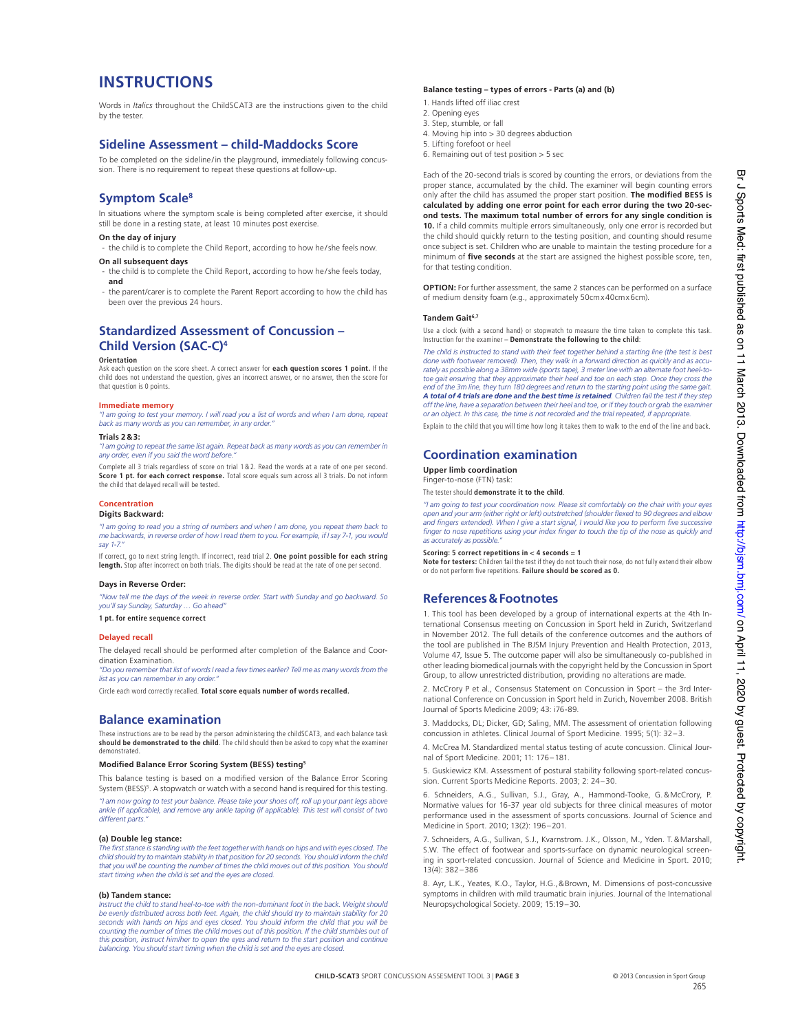# INSTRUCTIONS

Words in *Italics* throughout the ChildSCAT3 are the instructions given to the child by the tester.

## Sideline Assessment – child-Maddocks Score

To be completed on the sideline/in the playground, immediately following concussion. There is no requirement to repeat these questions at follow-up.

## Symptom Scale[8]

In situations where the symptom scale is being completed after exercise, it should still be done in a resting state, at least 10 minutes post exercise.

**On the day of injury**

- the child is to complete the Child Report, according to how he/she feels now.

**On all subsequent days**

- the child is to complete the Child Report, according to how he/she feels today, **and**
- the parent/carer is to complete the Parent Report according to how the child has been over the previous 24 hours.

## Standardized Assessment of Concussion – Child Version (SAC-C)[4]

**Orientation**

Ask each question on the score sheet. A correct answer for **each question scores 1 point.** If the child does not understand the question, gives an incorrect answer, or no answer, then the score for that question is 0 points.

**Immediate memory**

*"I am going to test your memory. I will read you a list of words and when I am done, repeat back as many words as you can remember, in any order."*

**Trials 2 & 3:**

*"I am going to repeat the same list again. Repeat back as many words as you can remember in any order, even if you said the word before."*

Complete all 3 trials regardless of score on trial 1 & 2. Read the words at a rate of one per second. **Score 1 pt. for each correct response.** Total score equals sum across all 3 trials. Do not inform the child that delayed recall will be tested.

**Concentration**

**Digits Backward:**

*"I am going to read you a string of numbers and when I am done, you repeat them back to me backwards, in reverse order of how I read them to you. For example, if I say 7-1, you would say 1-7."*

If correct, go to next string length. If incorrect, read trial 2. **One point possible for each string length.** Stop after incorrect on both trials. The digits should be read at the rate of one per second.

**Days in Reverse Order:**

*"Now tell me the days of the week in reverse order. Start with Sunday and go backward. So you'll say Sunday, Saturday … Go ahead"*

**1 pt. for entire sequence correct**

**Delayed recall**

The delayed recall should be performed after completion of the Balance and Coordination Examination.

*"Do you remember that list of words I read a few times earlier? Tell me as many words from the list as you can remember in any order."*

Circle each word correctly recalled. **Total score equals number of words recalled.**

## Balance examination

These instructions are to be read by the person administering the childSCAT3, and each balance task **should be demonstrated to the child**. The child should then be asked to copy what the examiner demonstrated.

**Modified Balance Error Scoring System (BESS) testing**[5]

This balance testing is based on a modified version of the Balance Error Scoring System (BESS)[5]. A stopwatch or watch with a second hand is required for this testing.

*"I am now going to test your balance. Please take your shoes off, roll up your pant legs above ankle (if applicable), and remove any ankle taping (if applicable). This test will consist of two different parts."*

**(a) Double leg stance:**

*The first stance is standing with the feet together with hands on hips and with eyes closed. The child should try to maintain stability in that position for 20 seconds. You should inform the child that you will be counting the number of times the child moves out of this position. You should start timing when the child is set and the eyes are closed.*

**(b) Tandem stance:**

*Instruct the child to stand heel-to-toe with the non-dominant foot in the back. Weight should be evenly distributed across both feet. Again, the child should try to maintain stability for 20 seconds with hands on hips and eyes closed. You should inform the child that you will be counting the number of times the child moves out of this position. If the child stumbles out of this position, instruct him/her to open the eyes and return to the start position and continue balancing. You should start timing when the child is set and the eyes are closed.*

**Balance testing – types of errors - Parts (a) and (b)**

1. Hands lifted off iliac crest
2. Opening eyes
3. Step, stumble, or fall
4. Moving hip into > 30 degrees abduction
5. Lifting forefoot or heel
6. Remaining out of test position > 5 sec

Each of the 20-second trials is scored by counting the errors, or deviations from the proper stance, accumulated by the child. The examiner will begin counting errors only after the child has assumed the proper start position. **The modified BESS is calculated by adding one error point for each error during the two 20-second tests. The maximum total number of errors for any single condition is 10.** If a child commits multiple errors simultaneously, only one error is recorded but the child should quickly return to the testing position, and counting should resume once subject is set. Children who are unable to maintain the testing procedure for a minimum of **five seconds** at the start are assigned the highest possible score, ten, for that testing condition.

**OPTION:** For further assessment, the same 2 stances can be performed on a surface of medium density foam (e.g., approximately 50cm x 40cm x 6cm).

**Tandem Gait**[6,7]

Use a clock (with a second hand) or stopwatch to measure the time taken to complete this task. Instruction for the examiner – **Demonstrate the following to the child**:

*The child is instructed to stand with their feet together behind a starting line (the test is best done with footwear removed). Then, they walk in a forward direction as quickly and as accurately as possible along a 38mm wide (sports tape), 3 meter line with an alternate foot heel-to-toe gait ensuring that they approximate their heel and toe on each step. Once they cross the end of the 3m line, they turn 180 degrees and return to the starting point using the same gait.* ***A total of 4 trials are done and the best time is retained****. Children fail the test if they step off the line, have a separation between their heel and toe, or if they touch or grab the examiner or an object. In this case, the time is not recorded and the trial repeated, if appropriate.*

Explain to the child that you will time how long it takes them to walk to the end of the line and back.

## Coordination examination

**Upper limb coordination**

Finger-to-nose (FTN) task:

The tester should **demonstrate it to the child**.

*"I am going to test your coordination now. Please sit comfortably on the chair with your eyes open and your arm (either right or left) outstretched (shoulder flexed to 90 degrees and elbow and fingers extended). When I give a start signal, I would like you to perform five successive finger to nose repetitions using your index finger to touch the tip of the nose as quickly and as accurately as possible."*

**Scoring: 5 correct repetitions in < 4 seconds = 1**

**Note for testers:** Children fail the test if they do not touch their nose, do not fully extend their elbow or do not perform five repetitions. **Failure should be scored as 0.**

## References & Footnotes

1. This tool has been developed by a group of international experts at the 4th International Consensus meeting on Concussion in Sport held in Zurich, Switzerland in November 2012. The full details of the conference outcomes and the authors of the tool are published in The BJSM Injury Prevention and Health Protection, 2013, Volume 47, Issue 5. The outcome paper will also be simultaneously co-published in other leading biomedical journals with the copyright held by the Concussion in Sport Group, to allow unrestricted distribution, providing no alterations are made.

2. McCrory P et al., Consensus Statement on Concussion in Sport – the 3rd International Conference on Concussion in Sport held in Zurich, November 2008. British Journal of Sports Medicine 2009; 43: i76-89.

3. Maddocks, DL; Dicker, GD; Saling, MM. The assessment of orientation following concussion in athletes. Clinical Journal of Sport Medicine. 1995; 5(1): 32–3.

4. McCrea M. Standardized mental status testing of acute concussion. Clinical Journal of Sport Medicine. 2001; 11: 176–181.

5. Guskiewicz KM. Assessment of postural stability following sport-related concussion. Current Sports Medicine Reports. 2003; 2: 24–30.

6. Schneiders, A.G., Sullivan, S.J., Gray, A., Hammond-Tooke, G. & McCrory, P. Normative values for 16-37 year old subjects for three clinical measures of motor performance used in the assessment of sports concussions. Journal of Science and Medicine in Sport. 2010; 13(2): 196–201.

7. Schneiders, A.G., Sullivan, S.J., Kvarnstrom. J.K., Olsson, M., Yden. T. & Marshall, S.W. The effect of footwear and sports-surface on dynamic neurological screening in sport-related concussion. Journal of Science and Medicine in Sport. 2010; 13(4): 382–386

8. Ayr, L.K., Yeates, K.O., Taylor, H.G., & Brown, M. Dimensions of post-concussive symptoms in children with mild traumatic brain injuries. Journal of the International Neuropsychological Society. 2009; 15:19–30.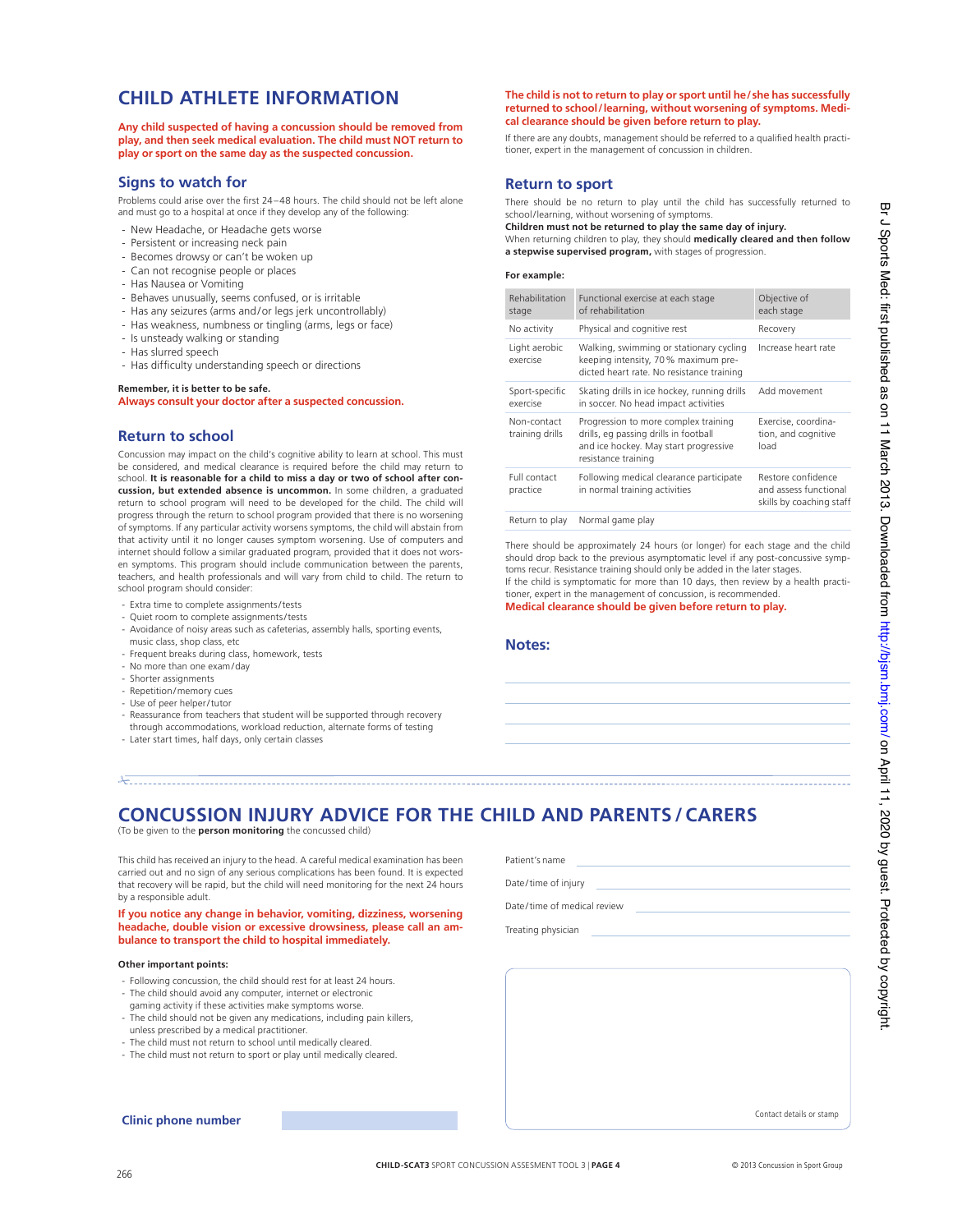# CHILD ATHLETE INFORMATION

**Any child suspected of having a concussion should be removed from play, and then seek medical evaluation. The child must NOT return to play or sport on the same day as the suspected concussion.**

## Signs to watch for

Problems could arise over the first 24–48 hours. The child should not be left alone and must go to a hospital at once if they develop any of the following:

- New Headache, or Headache gets worse
- Persistent or increasing neck pain
- Becomes drowsy or can't be woken up
- Can not recognise people or places
- Has Nausea or Vomiting
- Behaves unusually, seems confused, or is irritable
- Has any seizures (arms and/or legs jerk uncontrollably)
- Has weakness, numbness or tingling (arms, legs or face)
- Is unsteady walking or standing
- Has slurred speech
- Has difficulty understanding speech or directions

**Remember, it is better to be safe.**
**Always consult your doctor after a suspected concussion.**

## Return to school

Concussion may impact on the child's cognitive ability to learn at school. This must be considered, and medical clearance is required before the child may return to school. **It is reasonable for a child to miss a day or two of school after concussion, but extended absence is uncommon.** In some children, a graduated return to school program will need to be developed for the child. The child will progress through the return to school program provided that there is no worsening of symptoms. If any particular activity worsens symptoms, the child will abstain from that activity until it no longer causes symptom worsening. Use of computers and internet should follow a similar graduated program, provided that it does not worsen symptoms. This program should include communication between the parents, teachers, and health professionals and will vary from child to child. The return to school program should consider:

- Extra time to complete assignments/tests
- Quiet room to complete assignments/tests
- Avoidance of noisy areas such as cafeterias, assembly halls, sporting events, music class, shop class, etc
- Frequent breaks during class, homework, tests
- No more than one exam/day
- Shorter assignments
- Repetition/memory cues
- Use of peer helper/tutor
- Reassurance from teachers that student will be supported through recovery through accommodations, workload reduction, alternate forms of testing
- Later start times, half days, only certain classes

**The child is not to return to play or sport until he/she has successfully returned to school/learning, without worsening of symptoms. Medical clearance should be given before return to play.**

If there are any doubts, management should be referred to a qualified health practitioner, expert in the management of concussion in children.

## Return to sport

There should be no return to play until the child has successfully returned to school/learning, without worsening of symptoms.
**Children must not be returned to play the same day of injury.**
When returning children to play, they should **medically cleared and then follow a stepwise supervised program,** with stages of progression.

**For example:**

| Rehabilitation stage | Functional exercise at each stage of rehabilitation | Objective of each stage |
|---|---|---|
| No activity | Physical and cognitive rest | Recovery |
| Light aerobic exercise | Walking, swimming or stationary cycling keeping intensity, 70% maximum predicted heart rate. No resistance training | Increase heart rate |
| Sport-specific exercise | Skating drills in ice hockey, running drills in soccer. No head impact activities | Add movement |
| Non-contact training drills | Progression to more complex training drills, eg passing drills in football and ice hockey. May start progressive resistance training | Exercise, coordination, and cognitive load |
| Full contact practice | Following medical clearance participate in normal training activities | Restore confidence and assess functional skills by coaching staff |
| Return to play | Normal game play | |

There should be approximately 24 hours (or longer) for each stage and the child should drop back to the previous asymptomatic level if any post-concussive symptoms recur. Resistance training should only be added in the later stages.
If the child is symptomatic for more than 10 days, then review by a health practitioner, expert in the management of concussion, is recommended.
**Medical clearance should be given before return to play.**

## Notes:

# CONCUSSION INJURY ADVICE FOR THE CHILD AND PARENTS/CARERS

(To be given to the **person monitoring** the concussed child)

This child has received an injury to the head. A careful medical examination has been carried out and no sign of any serious complications has been found. It is expected that recovery will be rapid, but the child will need monitoring for the next 24 hours by a responsible adult.

**If you notice any change in behavior, vomiting, dizziness, worsening headache, double vision or excessive drowsiness, please call an ambulance to transport the child to hospital immediately.**

**Other important points:**

- Following concussion, the child should rest for at least 24 hours.
- The child should avoid any computer, internet or electronic gaming activity if these activities make symptoms worse.
- The child should not be given any medications, including pain killers, unless prescribed by a medical practitioner.
- The child must not return to school until medically cleared.
- The child must not return to sport or play until medically cleared.

**Clinic phone number**

Patient's name

Date/time of injury

Date/time of medical review

Treating physician

Contact details or stamp